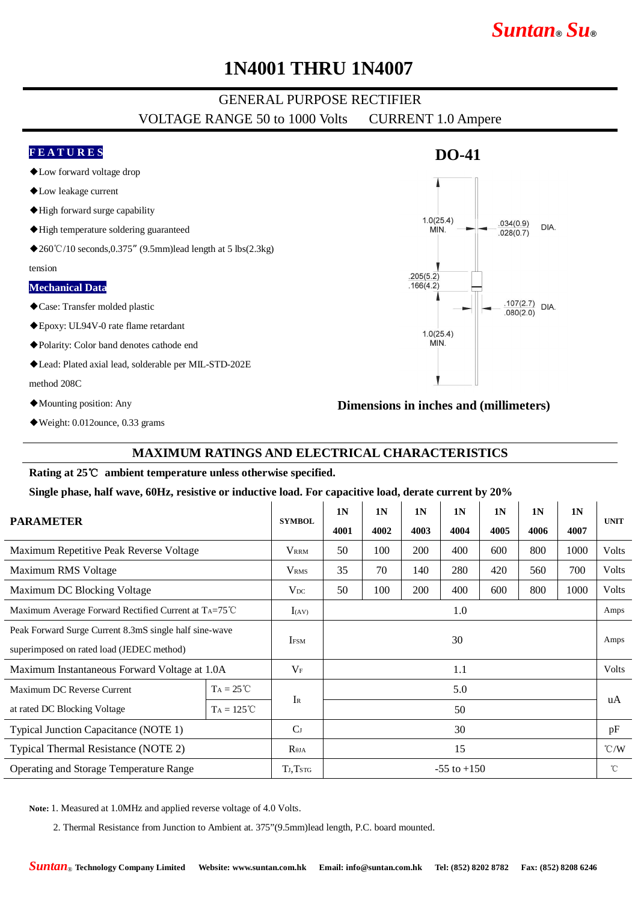# 1N4001 THRU 1N4007

GENERAL PURPOSE RECTIFIER

VOLTAGE RANGE 50 to 1000 Volts    CURRENT 1.0 Ampere

## FEATURES

- ◆Low forward voltage drop
- ◆Low leakage current
- ◆High forward surge capability
- ◆High temperature soldering guaranteed
- ◆260℃/10 seconds,0.375″ (9.5mm)lead length at 5 lbs(2.3kg) tension

## Mechanical Data

- ◆Case: Transfer molded plastic
- ◆Epoxy: UL94V-0 rate flame retardant
- ◆Polarity: Color band denotes cathode end
- ◆Lead: Plated axial lead, solderable per MIL-STD-202E method 208C
- ◆Mounting position: Any
- ◆Weight: 0.012ounce, 0.33 grams

## DO-41

1.0(25.4) MIN.

.034(0.9) .028(0.7) DIA.

.205(5.2) .166(4.2)

.107(2.7) .080(2.0) DIA.

1.0(25.4) MIN.

**Dimensions in inches and (millimeters)**

## MAXIMUM RATINGS AND ELECTRICAL CHARACTERISTICS

**Rating at 25℃ ambient temperature unless otherwise specified.**

**Single phase, half wave, 60Hz, resistive or inductive load. For capacitive load, derate current by 20%**

| PARAMETER | | SYMBOL | 1N 4001 | 1N 4002 | 1N 4003 | 1N 4004 | 1N 4005 | 1N 4006 | 1N 4007 | UNIT |
|---|---|---|---|---|---|---|---|---|---|---|
| Maximum Repetitive Peak Reverse Voltage | | $V_{RRM}$ | 50 | 100 | 200 | 400 | 600 | 800 | 1000 | Volts |
| Maximum RMS Voltage | | $V_{RMS}$ | 35 | 70 | 140 | 280 | 420 | 560 | 700 | Volts |
| Maximum DC Blocking Voltage | | $V_{DC}$ | 50 | 100 | 200 | 400 | 600 | 800 | 1000 | Volts |
| Maximum Average Forward Rectified Current at $T_A$=75℃ | | $I_{(AV)}$ | 1.0 | | | | | | | Amps |
| Peak Forward Surge Current 8.3mS single half sine-wave superimposed on rated load (JEDEC method) | | $I_{FSM}$ | 30 | | | | | | | Amps |
| Maximum Instantaneous Forward Voltage at 1.0A | | $V_F$ | 1.1 | | | | | | | Volts |
| Maximum DC Reverse Current at rated DC Blocking Voltage | $T_A$ = 25℃ | $I_R$ | 5.0 | | | | | | | uA |
| | $T_A$ = 125℃ | | 50 | | | | | | | |
| Typical Junction Capacitance (NOTE 1) | | $C_J$ | 30 | | | | | | | pF |
| Typical Thermal Resistance (NOTE 2) | | $R_{\theta JA}$ | 15 | | | | | | | ℃/W |
| Operating and Storage Temperature Range | | $T_J$,$T_{STG}$ | -55 to +150 | | | | | | | ℃ |

**Note:** 1. Measured at 1.0MHz and applied reverse voltage of 4.0 Volts.

2. Thermal Resistance from Junction to Ambient at. 375"(9.5mm)lead length, P.C. board mounted.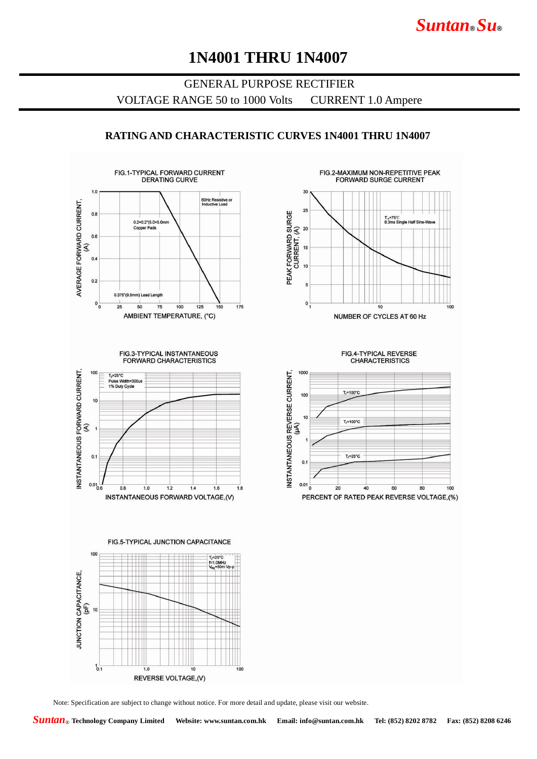# 1N4001 THRU 1N4007

GENERAL PURPOSE RECTIFIER

VOLTAGE RANGE 50 to 1000 Volts    CURRENT 1.0 Ampere

## RATING AND CHARACTERISTIC CURVES 1N4001 THRU 1N4007

FIG.1-TYPICAL FORWARD CURRENT DERATING CURVE

AVERAGE FORWARD CURRENT, (A)

1.0
0.8
0.6
0.4
0.2
0

60Hz Resistive or Inductive Load

0.2×0.2"(5.0×5.0mm) Copper Pads

0.375"(9.5mm) Lead Length

0 25 50 75 100 125 150 175

AMBIENT TEMPERATURE, (°C)

FIG.2-MAXIMUM NON-REPETITIVE PEAK FORWARD SURGE CURRENT

PEAK FORWARD SURGE CURRENT, (A)

30
25
20
15
10
5
0

$T_A$=75°C
8.3ms Single Half Sine-Wave

1 10 100

NUMBER OF CYCLES AT 60 Hz

FIG.3-TYPICAL INSTANTANEOUS FORWARD CHARACTERISTICS

INSTANTANEOUS FORWARD CURRENT, (A)

100
10
1
0.1
0.01

$T_J$=25°C
Pulse Width=300us
1% Duty Cycle

0.6 0.8 1.0 1.2 1.4 1.6 1.8

INSTANTANEOUS FORWARD VOLTAGE,(V)

FIG.4-TYPICAL REVERSE CHARACTERISTICS

INSTANTANEOUS REVERSE CURRENT, (μA)

1000
100
10
1
0.1
0.01

$T_J$=150°C

$T_J$=100°C

$T_J$=25°C

0 20 40 60 80 100

PERCENT OF RATED PEAK REVERSE VOLTAGE,(%)

FIG.5-TYPICAL JUNCTION CAPACITANCE

JUNCTION CAPACITANCE, (pF)

100
10
1

$T_J$=25°C
f=1.0MHz
$V_{sig}$=50m Vp-p

0.1 1.0 10 100

REVERSE VOLTAGE,(V)

Note: Specification are subject to change without notice. For more detail and update, please visit our website.

Suntan® Technology Company Limited    Website: www.suntan.com.hk    Email: info@suntan.com.hk    Tel: (852) 8202 8782    Fax: (852) 8208 6246